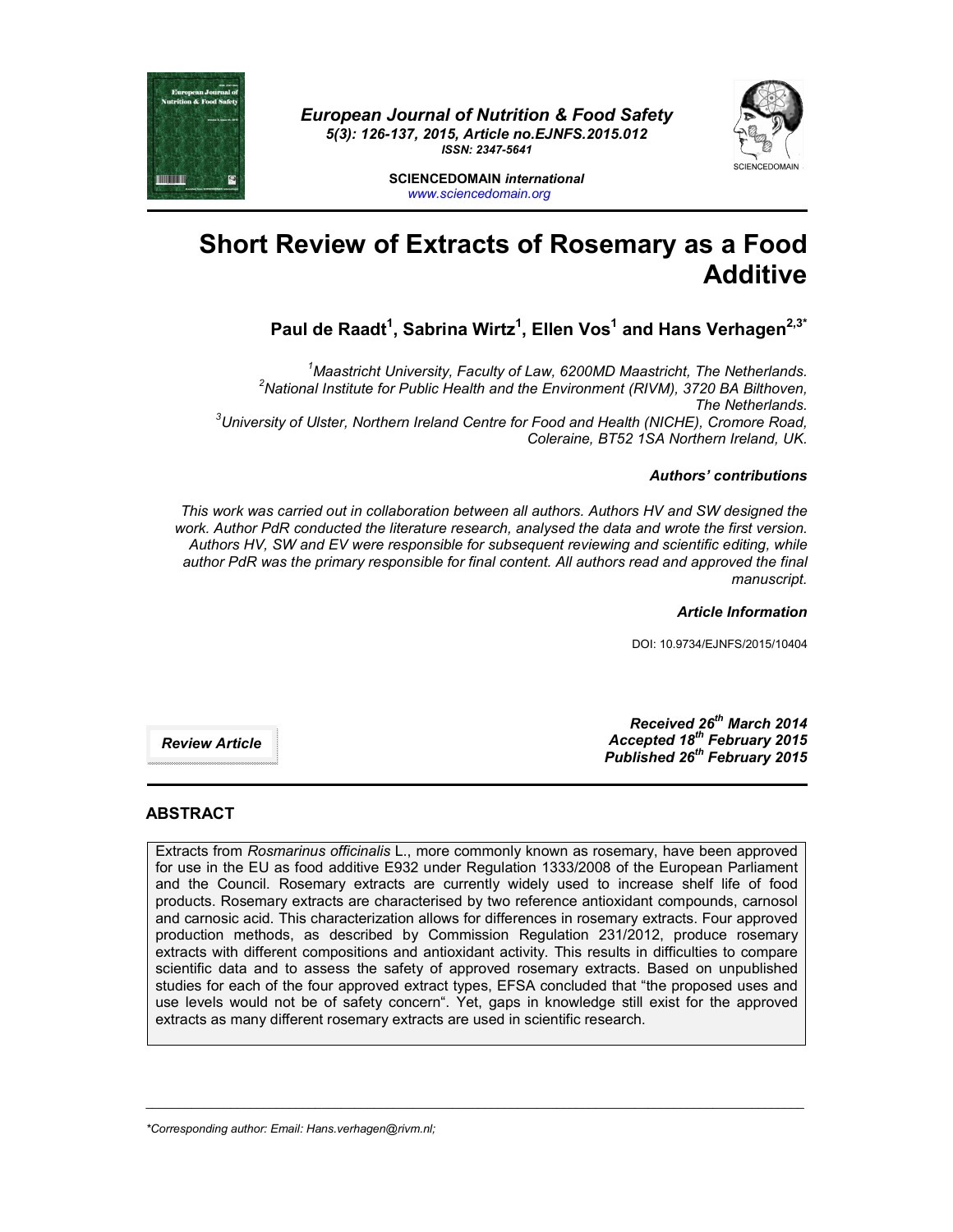European Journal of Nutrition & Food Safety
5(3): 126-137, 2015, Article no.EJNFS.2015.012
ISSN: 2347-5641

SCIENCEDOMAIN international
www.sciencedomain.org

# Short Review of Extracts of Rosemary as a Food Additive

**Paul de Raadt[1], Sabrina Wirtz[1], Ellen Vos[1] and Hans Verhagen[2,3*]**

[1]Maastricht University, Faculty of Law, 6200MD Maastricht, The Netherlands.
[2]National Institute for Public Health and the Environment (RIVM), 3720 BA Bilthoven, The Netherlands.
[3]University of Ulster, Northern Ireland Centre for Food and Health (NICHE), Cromore Road, Coleraine, BT52 1SA Northern Ireland, UK.

***Authors' contributions***

*This work was carried out in collaboration between all authors. Authors HV and SW designed the work. Author PdR conducted the literature research, analysed the data and wrote the first version. Authors HV, SW and EV were responsible for subsequent reviewing and scientific editing, while author PdR was the primary responsible for final content. All authors read and approved the final manuscript.*

***Article Information***

DOI: 10.9734/EJNFS/2015/10404

***Review Article***

***Received 26th March 2014***
***Accepted 18th February 2015***
***Published 26th February 2015***

## ABSTRACT

Extracts from *Rosmarinus officinalis* L., more commonly known as rosemary, have been approved for use in the EU as food additive E932 under Regulation 1333/2008 of the European Parliament and the Council. Rosemary extracts are currently widely used to increase shelf life of food products. Rosemary extracts are characterised by two reference antioxidant compounds, carnosol and carnosic acid. This characterization allows for differences in rosemary extracts. Four approved production methods, as described by Commission Regulation 231/2012, produce rosemary extracts with different compositions and antioxidant activity. This results in difficulties to compare scientific data and to assess the safety of approved rosemary extracts. Based on unpublished studies for each of the four approved extract types, EFSA concluded that "the proposed uses and use levels would not be of safety concern". Yet, gaps in knowledge still exist for the approved extracts as many different rosemary extracts are used in scientific research.

*Corresponding author: Email: Hans.verhagen@rivm.nl;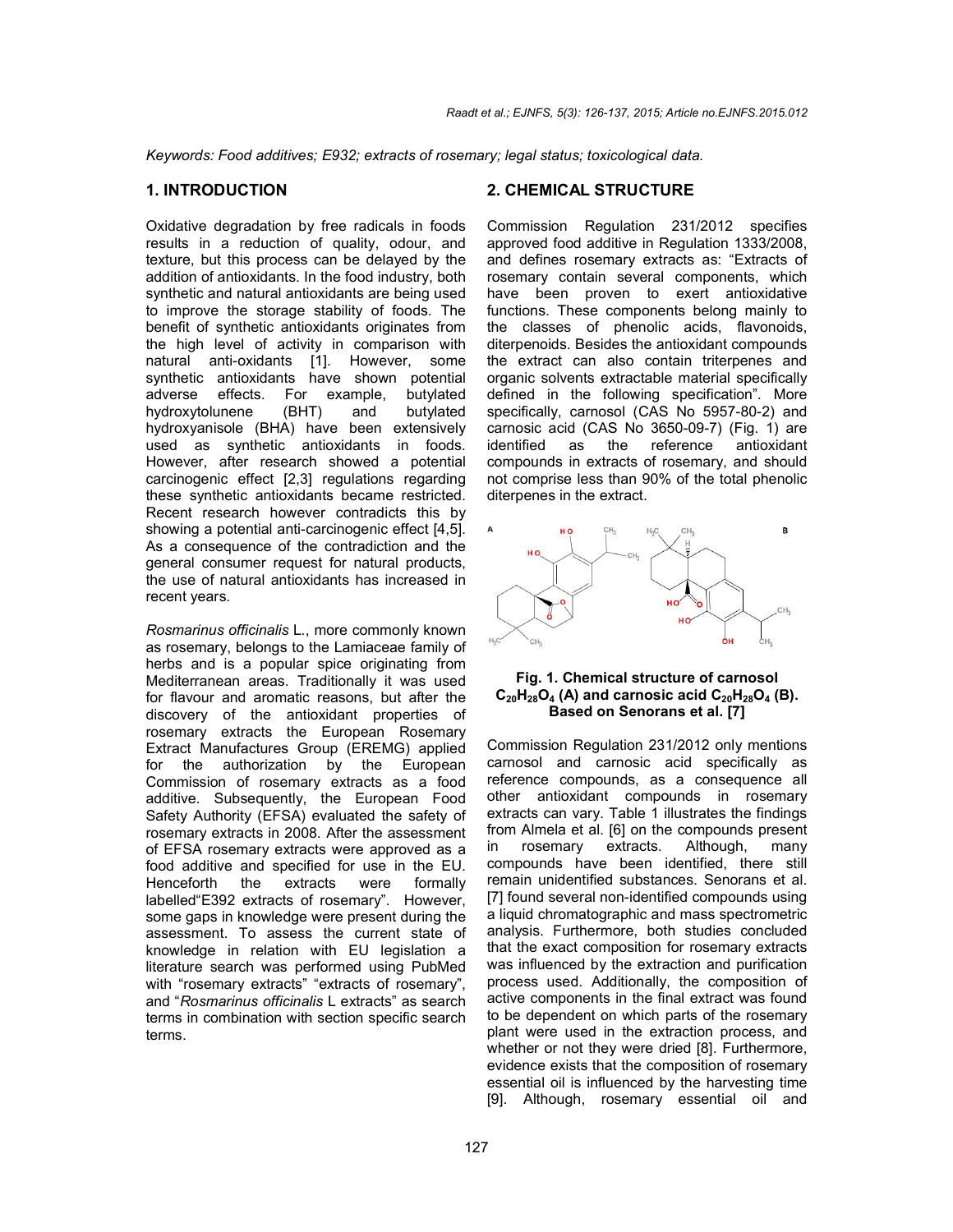*Keywords: Food additives; E932; extracts of rosemary; legal status; toxicological data.*

## 1. INTRODUCTION

Oxidative degradation by free radicals in foods results in a reduction of quality, odour, and texture, but this process can be delayed by the addition of antioxidants. In the food industry, both synthetic and natural antioxidants are being used to improve the storage stability of foods. The benefit of synthetic antioxidants originates from the high level of activity in comparison with natural anti-oxidants [1]. However, some synthetic antioxidants have shown potential adverse effects. For example, butylated hydroxytolunene (BHT) and butylated hydroxyanisole (BHA) have been extensively used as synthetic antioxidants in foods. However, after research showed a potential carcinogenic effect [2,3] regulations regarding these synthetic antioxidants became restricted. Recent research however contradicts this by showing a potential anti-carcinogenic effect [4,5]. As a consequence of the contradiction and the general consumer request for natural products, the use of natural antioxidants has increased in recent years.

*Rosmarinus officinalis* L., more commonly known as rosemary, belongs to the Lamiaceae family of herbs and is a popular spice originating from Mediterranean areas. Traditionally it was used for flavour and aromatic reasons, but after the discovery of the antioxidant properties of rosemary extracts the European Rosemary Extract Manufactures Group (EREMG) applied for the authorization by the European Commission of rosemary extracts as a food additive. Subsequently, the European Food Safety Authority (EFSA) evaluated the safety of rosemary extracts in 2008. After the assessment of EFSA rosemary extracts were approved as a food additive and specified for use in the EU. Henceforth the extracts were formally labelled"E392 extracts of rosemary". However, some gaps in knowledge were present during the assessment. To assess the current state of knowledge in relation with EU legislation a literature search was performed using PubMed with "rosemary extracts" "extracts of rosemary", and "*Rosmarinus officinalis* L extracts" as search terms in combination with section specific search terms.

## 2. CHEMICAL STRUCTURE

Commission Regulation 231/2012 specifies approved food additive in Regulation 1333/2008, and defines rosemary extracts as: "Extracts of rosemary contain several components, which have been proven to exert antioxidative functions. These components belong mainly to the classes of phenolic acids, flavonoids, diterpenoids. Besides the antioxidant compounds the extract can also contain triterpenes and organic solvents extractable material specifically defined in the following specification". More specifically, carnosol (CAS No 5957-80-2) and carnosic acid (CAS No 3650-09-7) (Fig. 1) are identified as the reference antioxidant compounds in extracts of rosemary, and should not comprise less than 90% of the total phenolic diterpenes in the extract.

**Fig. 1. Chemical structure of carnosol $C_{20}H_{28}O_4$ (A) and carnosic acid $C_{20}H_{28}O_4$ (B). Based on Senorans et al. [7]**

Commission Regulation 231/2012 only mentions carnosol and carnosic acid specifically as reference compounds, as a consequence all other antioxidant compounds in rosemary extracts can vary. Table 1 illustrates the findings from Almela et al. [6] on the compounds present in rosemary extracts. Although, many compounds have been identified, there still remain unidentified substances. Senorans et al. [7] found several non-identified compounds using a liquid chromatographic and mass spectrometric analysis. Furthermore, both studies concluded that the exact composition for rosemary extracts was influenced by the extraction and purification process used. Additionally, the composition of active components in the final extract was found to be dependent on which parts of the rosemary plant were used in the extraction process, and whether or not they were dried [8]. Furthermore, evidence exists that the composition of rosemary essential oil is influenced by the harvesting time [9]. Although, rosemary essential oil and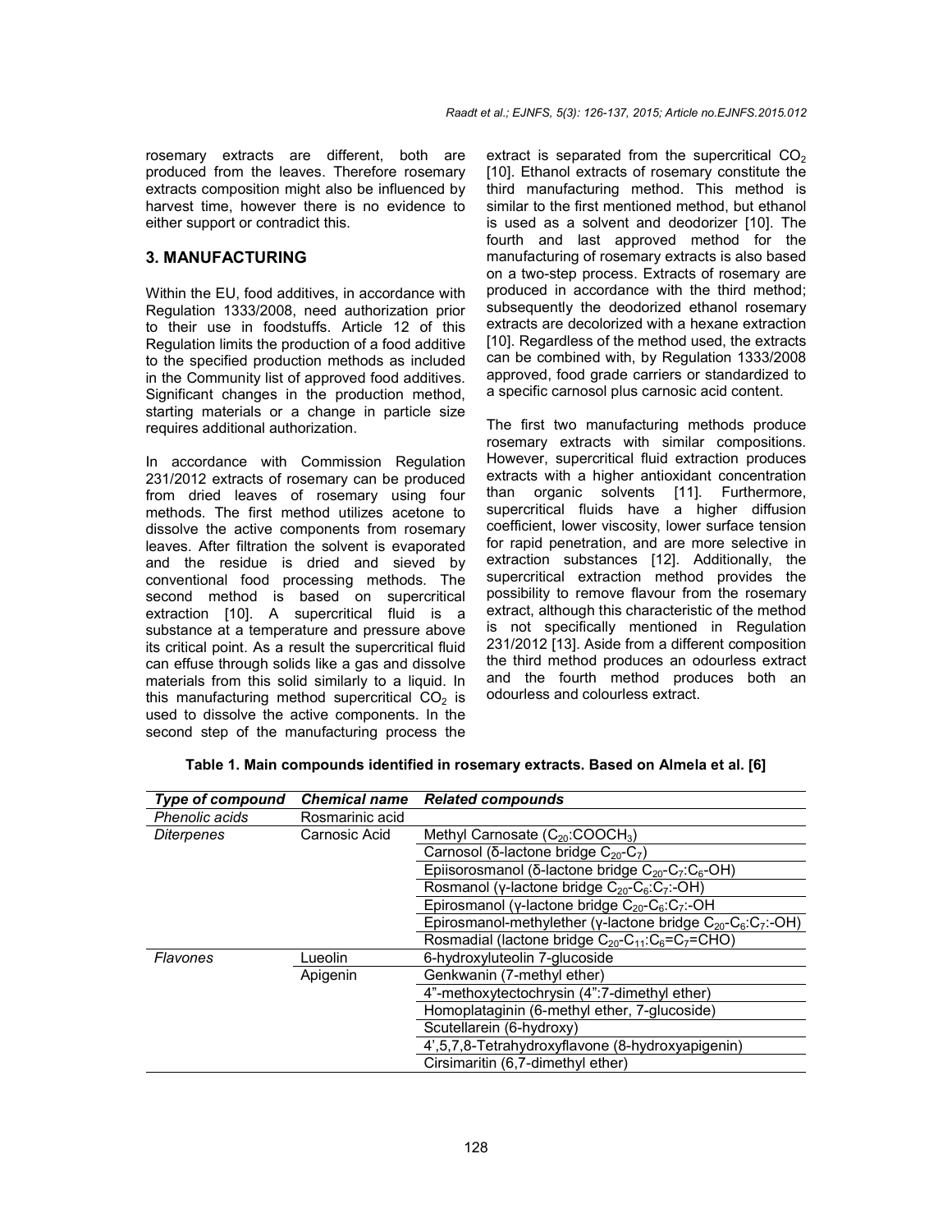rosemary extracts are different, both are produced from the leaves. Therefore rosemary extracts composition might also be influenced by harvest time, however there is no evidence to either support or contradict this.

## 3. MANUFACTURING

Within the EU, food additives, in accordance with Regulation 1333/2008, need authorization prior to their use in foodstuffs. Article 12 of this Regulation limits the production of a food additive to the specified production methods as included in the Community list of approved food additives. Significant changes in the production method, starting materials or a change in particle size requires additional authorization.

In accordance with Commission Regulation 231/2012 extracts of rosemary can be produced from dried leaves of rosemary using four methods. The first method utilizes acetone to dissolve the active components from rosemary leaves. After filtration the solvent is evaporated and the residue is dried and sieved by conventional food processing methods. The second method is based on supercritical extraction [10]. A supercritical fluid is a substance at a temperature and pressure above its critical point. As a result the supercritical fluid can effuse through solids like a gas and dissolve materials from this solid similarly to a liquid. In this manufacturing method supercritical $CO_2$ is used to dissolve the active components. In the second step of the manufacturing process the extract is separated from the supercritical $CO_2$ [10]. Ethanol extracts of rosemary constitute the third manufacturing method. This method is similar to the first mentioned method, but ethanol is used as a solvent and deodorizer [10]. The fourth and last approved method for the manufacturing of rosemary extracts is also based on a two-step process. Extracts of rosemary are produced in accordance with the third method; subsequently the deodorized ethanol rosemary extracts are decolorized with a hexane extraction [10]. Regardless of the method used, the extracts can be combined with, by Regulation 1333/2008 approved, food grade carriers or standardized to a specific carnosol plus carnosic acid content.

The first two manufacturing methods produce rosemary extracts with similar compositions. However, supercritical fluid extraction produces extracts with a higher antioxidant concentration than organic solvents [11]. Furthermore, supercritical fluids have a higher diffusion coefficient, lower viscosity, lower surface tension for rapid penetration, and are more selective in extraction substances [12]. Additionally, the supercritical extraction method provides the possibility to remove flavour from the rosemary extract, although this characteristic of the method is not specifically mentioned in Regulation 231/2012 [13]. Aside from a different composition the third method produces an odourless extract and the fourth method produces both an odourless and colourless extract.

**Table 1. Main compounds identified in rosemary extracts. Based on Almela et al. [6]**

| *Type of compound* | *Chemical name* | *Related compounds* |
|---|---|---|
| *Phenolic acids* | Rosmarinic acid | |
| *Diterpenes* | Carnosic Acid | Methyl Carnosate ($C_{20}$:$COOCH_3$) |
| | | Carnosol (δ-lactone bridge $C_{20}$-$C_7$) |
| | | Epiisorosmanol (δ-lactone bridge $C_{20}$-$C_7$:$C_6$-OH) |
| | | Rosmanol (γ-lactone bridge $C_{20}$-$C_6$:$C_7$:-OH) |
| | | Epirosmanol (γ-lactone bridge $C_{20}$-$C_6$:$C_7$:-OH |
| | | Epirosmanol-methylether (γ-lactone bridge $C_{20}$-$C_6$:$C_7$:-OH) |
| | | Rosmadial (lactone bridge $C_{20}$-$C_{11}$:$C_6$=$C_7$=CHO) |
| *Flavones* | Lueolin | 6-hydroxyluteolin 7-glucoside |
| | Apigenin | Genkwanin (7-methyl ether) |
| | | 4"-methoxytectochrysin (4":7-dimethyl ether) |
| | | Homoplataginin (6-methyl ether, 7-glucoside) |
| | | Scutellarein (6-hydroxy) |
| | | 4',5,7,8-Tetrahydroxyflavone (8-hydroxyapigenin) |
| | | Cirsimaritin (6,7-dimethyl ether) |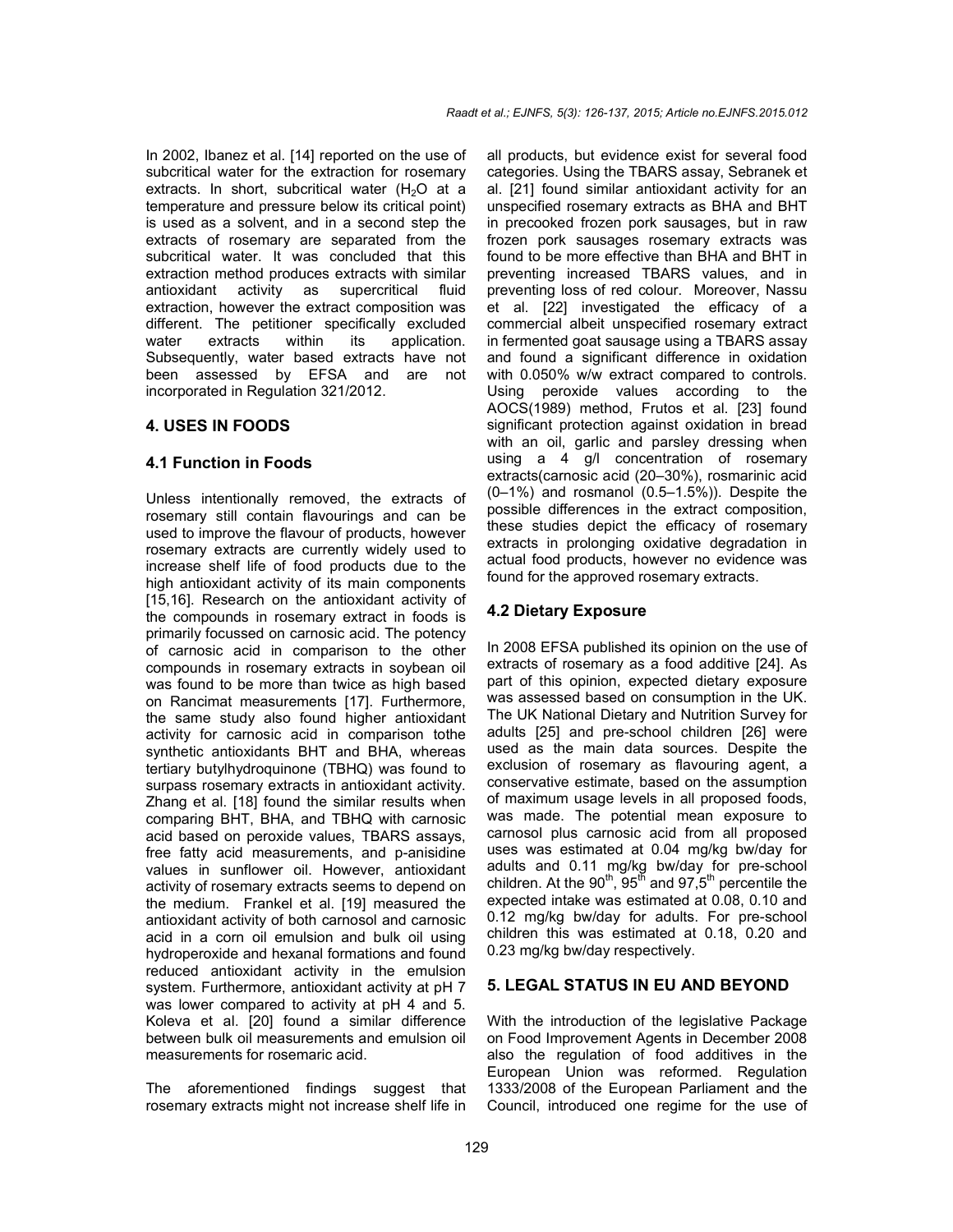In 2002, Ibanez et al. [14] reported on the use of subcritical water for the extraction for rosemary extracts. In short, subcritical water ($H_2O$ at a temperature and pressure below its critical point) is used as a solvent, and in a second step the extracts of rosemary are separated from the subcritical water. It was concluded that this extraction method produces extracts with similar antioxidant activity as supercritical fluid extraction, however the extract composition was different. The petitioner specifically excluded water extracts within its application. Subsequently, water based extracts have not been assessed by EFSA and are not incorporated in Regulation 321/2012.

## 4. USES IN FOODS

### 4.1 Function in Foods

Unless intentionally removed, the extracts of rosemary still contain flavourings and can be used to improve the flavour of products, however rosemary extracts are currently widely used to increase shelf life of food products due to the high antioxidant activity of its main components [15,16]. Research on the antioxidant activity of the compounds in rosemary extract in foods is primarily focussed on carnosic acid. The potency of carnosic acid in comparison to the other compounds in rosemary extracts in soybean oil was found to be more than twice as high based on Rancimat measurements [17]. Furthermore, the same study also found higher antioxidant activity for carnosic acid in comparison tothe synthetic antioxidants BHT and BHA, whereas tertiary butylhydroquinone (TBHQ) was found to surpass rosemary extracts in antioxidant activity. Zhang et al. [18] found the similar results when comparing BHT, BHA, and TBHQ with carnosic acid based on peroxide values, TBARS assays, free fatty acid measurements, and p-anisidine values in sunflower oil. However, antioxidant activity of rosemary extracts seems to depend on the medium. Frankel et al. [19] measured the antioxidant activity of both carnosol and carnosic acid in a corn oil emulsion and bulk oil using hydroperoxide and hexanal formations and found reduced antioxidant activity in the emulsion system. Furthermore, antioxidant activity at pH 7 was lower compared to activity at pH 4 and 5. Koleva et al. [20] found a similar difference between bulk oil measurements and emulsion oil measurements for rosemaric acid.

The aforementioned findings suggest that rosemary extracts might not increase shelf life in all products, but evidence exist for several food categories. Using the TBARS assay, Sebranek et al. [21] found similar antioxidant activity for an unspecified rosemary extracts as BHA and BHT in precooked frozen pork sausages, but in raw frozen pork sausages rosemary extracts was found to be more effective than BHA and BHT in preventing increased TBARS values, and in preventing loss of red colour. Moreover, Nassu et al. [22] investigated the efficacy of a commercial albeit unspecified rosemary extract in fermented goat sausage using a TBARS assay and found a significant difference in oxidation with 0.050% w/w extract compared to controls. Using peroxide values according to the AOCS(1989) method, Frutos et al. [23] found significant protection against oxidation in bread with an oil, garlic and parsley dressing when using a 4 g/l concentration of rosemary extracts(carnosic acid (20–30%), rosmarinic acid (0–1%) and rosmanol (0.5–1.5%)). Despite the possible differences in the extract composition, these studies depict the efficacy of rosemary extracts in prolonging oxidative degradation in actual food products, however no evidence was found for the approved rosemary extracts.

### 4.2 Dietary Exposure

In 2008 EFSA published its opinion on the use of extracts of rosemary as a food additive [24]. As part of this opinion, expected dietary exposure was assessed based on consumption in the UK. The UK National Dietary and Nutrition Survey for adults [25] and pre-school children [26] were used as the main data sources. Despite the exclusion of rosemary as flavouring agent, a conservative estimate, based on the assumption of maximum usage levels in all proposed foods, was made. The potential mean exposure to carnosol plus carnosic acid from all proposed uses was estimated at 0.04 mg/kg bw/day for adults and 0.11 mg/kg bw/day for pre-school children. At the $90^{th}$, $95^{th}$ and $97{,}5^{th}$ percentile the expected intake was estimated at 0.08, 0.10 and 0.12 mg/kg bw/day for adults. For pre-school children this was estimated at 0.18, 0.20 and 0.23 mg/kg bw/day respectively.

## 5. LEGAL STATUS IN EU AND BEYOND

With the introduction of the legislative Package on Food Improvement Agents in December 2008 also the regulation of food additives in the European Union was reformed. Regulation 1333/2008 of the European Parliament and the Council, introduced one regime for the use of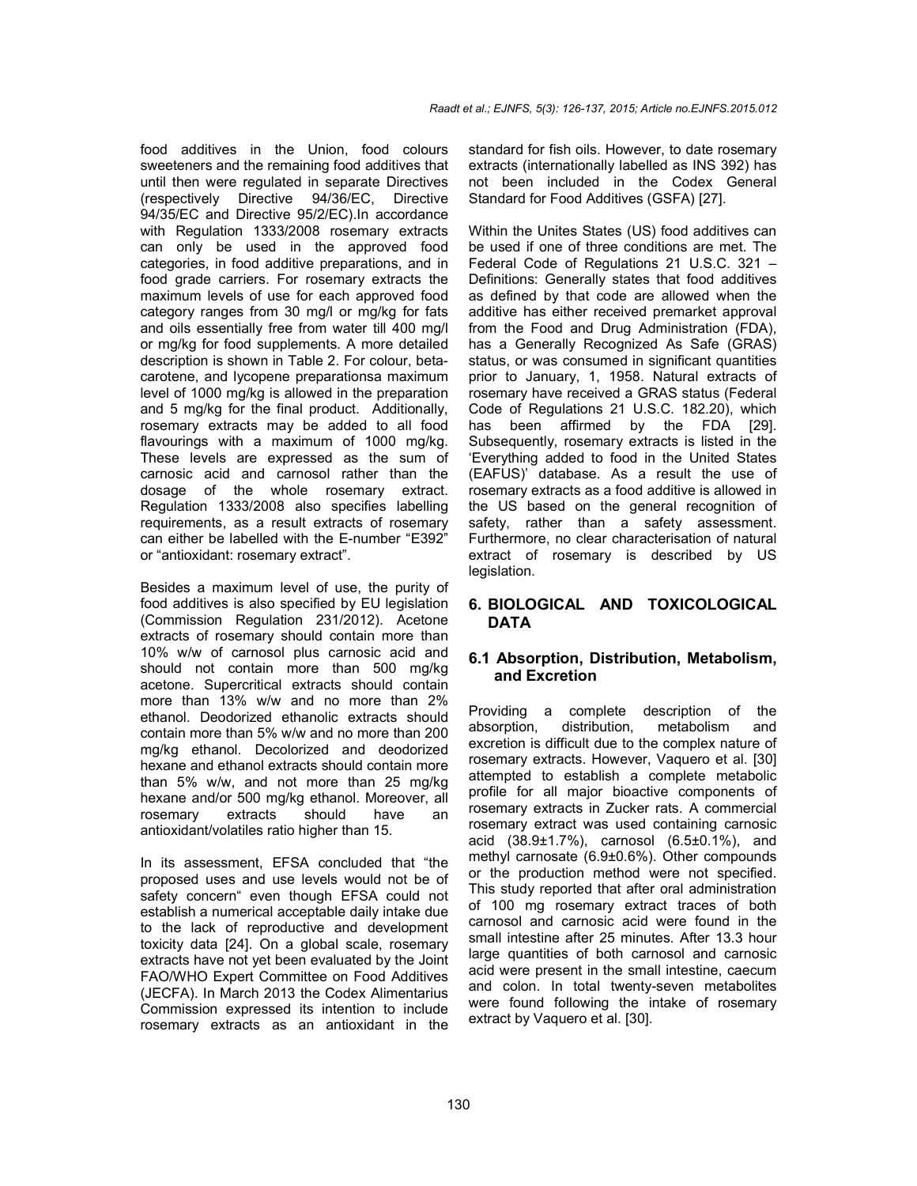food additives in the Union, food colours sweeteners and the remaining food additives that until then were regulated in separate Directives (respectively Directive 94/36/EC, Directive 94/35/EC and Directive 95/2/EC).In accordance with Regulation 1333/2008 rosemary extracts can only be used in the approved food categories, in food additive preparations, and in food grade carriers. For rosemary extracts the maximum levels of use for each approved food category ranges from 30 mg/l or mg/kg for fats and oils essentially free from water till 400 mg/l or mg/kg for food supplements. A more detailed description is shown in Table 2. For colour, beta-carotene, and lycopene preparationsa maximum level of 1000 mg/kg is allowed in the preparation and 5 mg/kg for the final product. Additionally, rosemary extracts may be added to all food flavourings with a maximum of 1000 mg/kg. These levels are expressed as the sum of carnosic acid and carnosol rather than the dosage of the whole rosemary extract. Regulation 1333/2008 also specifies labelling requirements, as a result extracts of rosemary can either be labelled with the E-number "E392" or "antioxidant: rosemary extract".

Besides a maximum level of use, the purity of food additives is also specified by EU legislation (Commission Regulation 231/2012). Acetone extracts of rosemary should contain more than 10% w/w of carnosol plus carnosic acid and should not contain more than 500 mg/kg acetone. Supercritical extracts should contain more than 13% w/w and no more than 2% ethanol. Deodorized ethanolic extracts should contain more than 5% w/w and no more than 200 mg/kg ethanol. Decolorized and deodorized hexane and ethanol extracts should contain more than 5% w/w, and not more than 25 mg/kg hexane and/or 500 mg/kg ethanol. Moreover, all rosemary extracts should have an antioxidant/volatiles ratio higher than 15.

In its assessment, EFSA concluded that "the proposed uses and use levels would not be of safety concern" even though EFSA could not establish a numerical acceptable daily intake due to the lack of reproductive and development toxicity data [24]. On a global scale, rosemary extracts have not yet been evaluated by the Joint FAO/WHO Expert Committee on Food Additives (JECFA). In March 2013 the Codex Alimentarius Commission expressed its intention to include rosemary extracts as an antioxidant in the standard for fish oils. However, to date rosemary extracts (internationally labelled as INS 392) has not been included in the Codex General Standard for Food Additives (GSFA) [27].

Within the Unites States (US) food additives can be used if one of three conditions are met. The Federal Code of Regulations 21 U.S.C. 321 – Definitions: Generally states that food additives as defined by that code are allowed when the additive has either received premarket approval from the Food and Drug Administration (FDA), has a Generally Recognized As Safe (GRAS) status, or was consumed in significant quantities prior to January, 1, 1958. Natural extracts of rosemary have received a GRAS status (Federal Code of Regulations 21 U.S.C. 182.20), which has been affirmed by the FDA [29]. Subsequently, rosemary extracts is listed in the 'Everything added to food in the United States (EAFUS)' database. As a result the use of rosemary extracts as a food additive is allowed in the US based on the general recognition of safety, rather than a safety assessment. Furthermore, no clear characterisation of natural extract of rosemary is described by US legislation.

## 6. BIOLOGICAL AND TOXICOLOGICAL DATA

### 6.1 Absorption, Distribution, Metabolism, and Excretion

Providing a complete description of the absorption, distribution, metabolism and excretion is difficult due to the complex nature of rosemary extracts. However, Vaquero et al. [30] attempted to establish a complete metabolic profile for all major bioactive components of rosemary extracts in Zucker rats. A commercial rosemary extract was used containing carnosic acid (38.9±1.7%), carnosol (6.5±0.1%), and methyl carnosate (6.9±0.6%). Other compounds or the production method were not specified. This study reported that after oral administration of 100 mg rosemary extract traces of both carnosol and carnosic acid were found in the small intestine after 25 minutes. After 13.3 hour large quantities of both carnosol and carnosic acid were present in the small intestine, caecum and colon. In total twenty-seven metabolites were found following the intake of rosemary extract by Vaquero et al. [30].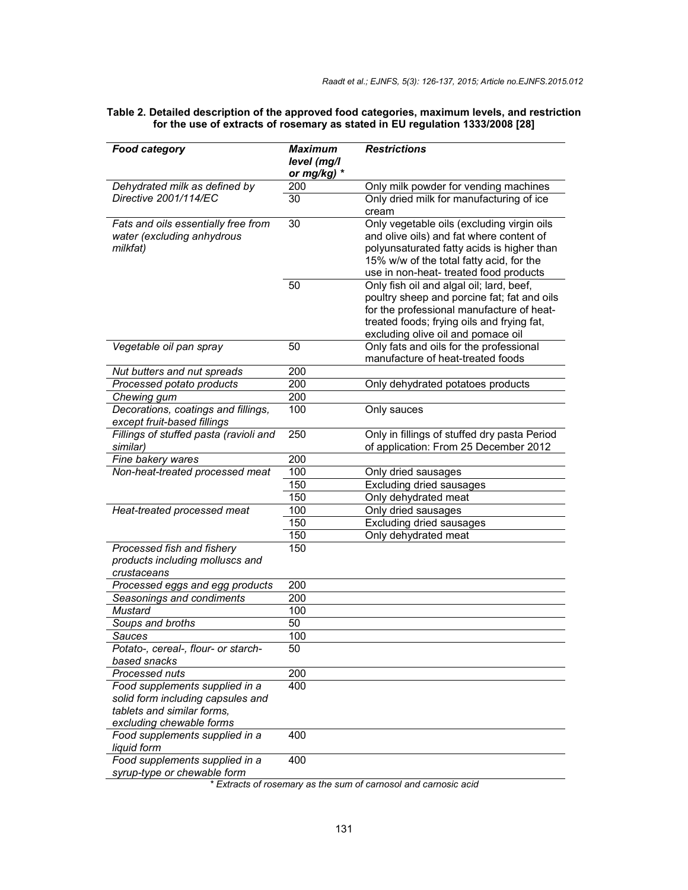**Table 2. Detailed description of the approved food categories, maximum levels, and restriction for the use of extracts of rosemary as stated in EU regulation 1333/2008 [28]**

| *Food category* | *Maximum level (mg/l or mg/kg)* * | *Restrictions* |
|---|---|---|
| *Dehydrated milk as defined by Directive 2001/114/EC* | 200 | Only milk powder for vending machines |
| | 30 | Only dried milk for manufacturing of ice cream |
| *Fats and oils essentially free from water (excluding anhydrous milkfat)* | 30 | Only vegetable oils (excluding virgin oils and olive oils) and fat where content of polyunsaturated fatty acids is higher than 15% w/w of the total fatty acid, for the use in non-heat- treated food products |
| | 50 | Only fish oil and algal oil; lard, beef, poultry sheep and porcine fat; fat and oils for the professional manufacture of heat-treated foods; frying oils and frying fat, excluding olive oil and pomace oil |
| *Vegetable oil pan spray* | 50 | Only fats and oils for the professional manufacture of heat-treated foods |
| *Nut butters and nut spreads* | 200 | |
| *Processed potato products* | 200 | Only dehydrated potatoes products |
| *Chewing gum* | 200 | |
| *Decorations, coatings and fillings, except fruit-based fillings* | 100 | Only sauces |
| *Fillings of stuffed pasta (ravioli and similar)* | 250 | Only in fillings of stuffed dry pasta Period of application: From 25 December 2012 |
| *Fine bakery wares* | 200 | |
| *Non-heat-treated processed meat* | 100 | Only dried sausages |
| | 150 | Excluding dried sausages |
| | 150 | Only dehydrated meat |
| *Heat-treated processed meat* | 100 | Only dried sausages |
| | 150 | Excluding dried sausages |
| | 150 | Only dehydrated meat |
| *Processed fish and fishery products including molluscs and crustaceans* | 150 | |
| *Processed eggs and egg products* | 200 | |
| *Seasonings and condiments* | 200 | |
| *Mustard* | 100 | |
| *Soups and broths* | 50 | |
| *Sauces* | 100 | |
| *Potato-, cereal-, flour- or starch-based snacks* | 50 | |
| *Processed nuts* | 200 | |
| *Food supplements supplied in a solid form including capsules and tablets and similar forms, excluding chewable forms* | 400 | |
| *Food supplements supplied in a liquid form* | 400 | |
| *Food supplements supplied in a syrup-type or chewable form* | 400 | |

*\* Extracts of rosemary as the sum of carnosol and carnosic acid*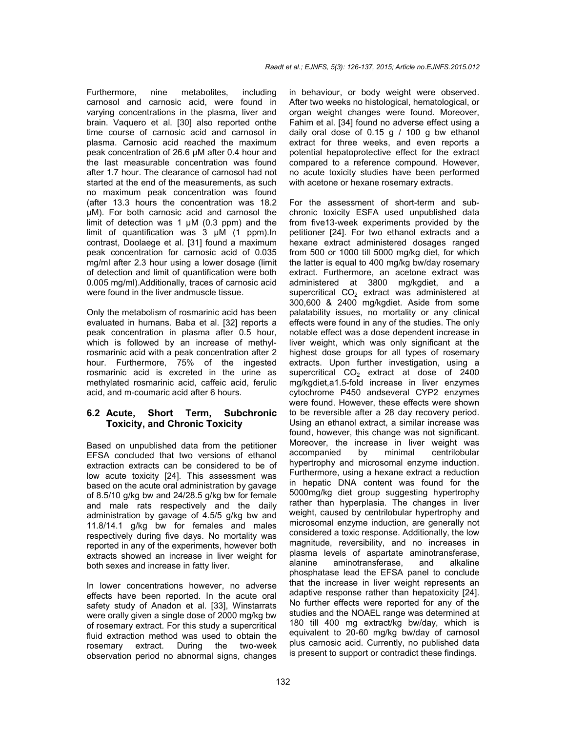Furthermore, nine metabolites, including carnosol and carnosic acid, were found in varying concentrations in the plasma, liver and brain. Vaquero et al. [30] also reported onthe time course of carnosic acid and carnosol in plasma. Carnosic acid reached the maximum peak concentration of 26.6 μM after 0.4 hour and the last measurable concentration was found after 1.7 hour. The clearance of carnosol had not started at the end of the measurements, as such no maximum peak concentration was found (after 13.3 hours the concentration was 18.2 μM). For both carnosic acid and carnosol the limit of detection was 1 μM (0.3 ppm) and the limit of quantification was 3 μM (1 ppm).In contrast, Doolaege et al. [31] found a maximum peak concentration for carnosic acid of 0.035 mg/ml after 2.3 hour using a lower dosage (limit of detection and limit of quantification were both 0.005 mg/ml).Additionally, traces of carnosic acid were found in the liver andmuscle tissue.

Only the metabolism of rosmarinic acid has been evaluated in humans. Baba et al. [32] reports a peak concentration in plasma after 0.5 hour, which is followed by an increase of methyl-rosmarinic acid with a peak concentration after 2 hour. Furthermore, 75% of the ingested rosmarinic acid is excreted in the urine as methylated rosmarinic acid, caffeic acid, ferulic acid, and m-coumaric acid after 6 hours.

## 6.2 Acute, Short Term, Subchronic Toxicity, and Chronic Toxicity

Based on unpublished data from the petitioner EFSA concluded that two versions of ethanol extraction extracts can be considered to be of low acute toxicity [24]. This assessment was based on the acute oral administration by gavage of 8.5/10 g/kg bw and 24/28.5 g/kg bw for female and male rats respectively and the daily administration by gavage of 4.5/5 g/kg bw and 11.8/14.1 g/kg bw for females and males respectively during five days. No mortality was reported in any of the experiments, however both extracts showed an increase in liver weight for both sexes and increase in fatty liver.

In lower concentrations however, no adverse effects have been reported. In the acute oral safety study of Anadon et al. [33], Winstarrats were orally given a single dose of 2000 mg/kg bw of rosemary extract. For this study a supercritical fluid extraction method was used to obtain the rosemary extract. During the two-week observation period no abnormal signs, changes in behaviour, or body weight were observed. After two weeks no histological, hematological, or organ weight changes were found. Moreover, Fahim et al. [34] found no adverse effect using a daily oral dose of 0.15 g / 100 g bw ethanol extract for three weeks, and even reports a potential hepatoprotective effect for the extract compared to a reference compound. However, no acute toxicity studies have been performed with acetone or hexane rosemary extracts.

For the assessment of short-term and sub-chronic toxicity ESFA used unpublished data from five13-week experiments provided by the petitioner [24]. For two ethanol extracts and a hexane extract administered dosages ranged from 500 or 1000 till 5000 mg/kg diet, for which the latter is equal to 400 mg/kg bw/day rosemary extract. Furthermore, an acetone extract was administered at 3800 mg/kgdiet, and a supercritical $CO_2$ extract was administered at 300,600 & 2400 mg/kgdiet. Aside from some palatability issues, no mortality or any clinical effects were found in any of the studies. The only notable effect was a dose dependent increase in liver weight, which was only significant at the highest dose groups for all types of rosemary extracts. Upon further investigation, using a supercritical $CO_2$ extract at dose of 2400 mg/kgdiet,a1.5-fold increase in liver enzymes cytochrome P450 andseveral CYP2 enzymes were found. However, these effects were shown to be reversible after a 28 day recovery period. Using an ethanol extract, a similar increase was found, however, this change was not significant. Moreover, the increase in liver weight was accompanied by minimal centrilobular hypertrophy and microsomal enzyme induction. Furthermore, using a hexane extract a reduction in hepatic DNA content was found for the 5000mg/kg diet group suggesting hypertrophy rather than hyperplasia. The changes in liver weight, caused by centrilobular hypertrophy and microsomal enzyme induction, are generally not considered a toxic response. Additionally, the low magnitude, reversibility, and no increases in plasma levels of aspartate aminotransferase, alanine aminotransferase, and alkaline phosphatase lead the EFSA panel to conclude that the increase in liver weight represents an adaptive response rather than hepatoxicity [24]. No further effects were reported for any of the studies and the NOAEL range was determined at 180 till 400 mg extract/kg bw/day, which is equivalent to 20-60 mg/kg bw/day of carnosol plus carnosic acid. Currently, no published data is present to support or contradict these findings.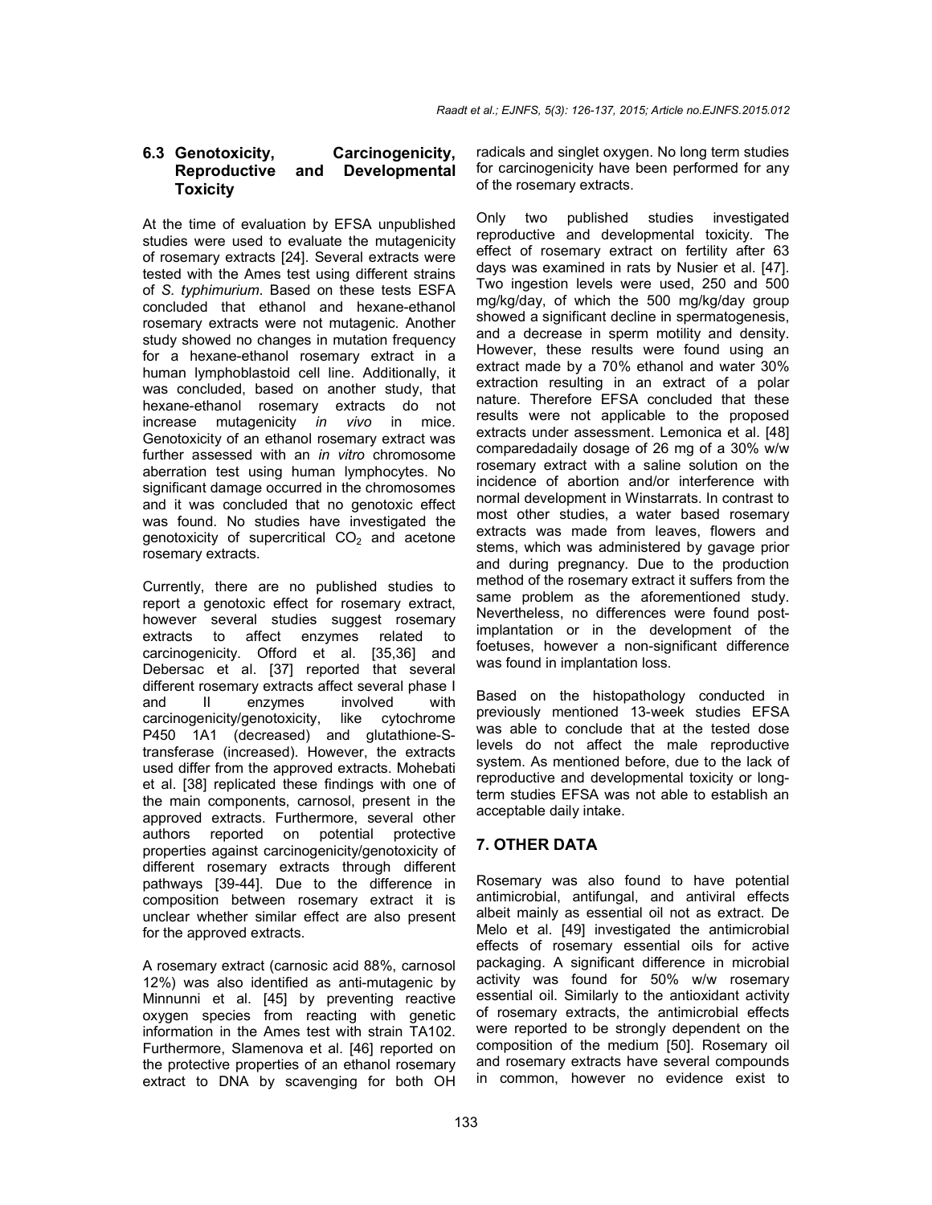### 6.3 Genotoxicity, Carcinogenicity, Reproductive and Developmental Toxicity

At the time of evaluation by EFSA unpublished studies were used to evaluate the mutagenicity of rosemary extracts [24]. Several extracts were tested with the Ames test using different strains of *S. typhimurium*. Based on these tests ESFA concluded that ethanol and hexane-ethanol rosemary extracts were not mutagenic. Another study showed no changes in mutation frequency for a hexane-ethanol rosemary extract in a human lymphoblastoid cell line. Additionally, it was concluded, based on another study, that hexane-ethanol rosemary extracts do not increase mutagenicity *in vivo* in mice. Genotoxicity of an ethanol rosemary extract was further assessed with an *in vitro* chromosome aberration test using human lymphocytes. No significant damage occurred in the chromosomes and it was concluded that no genotoxic effect was found. No studies have investigated the genotoxicity of supercritical $CO_2$ and acetone rosemary extracts.

Currently, there are no published studies to report a genotoxic effect for rosemary extract, however several studies suggest rosemary extracts to affect enzymes related to carcinogenicity. Offord et al. [35,36] and Debersac et al. [37] reported that several different rosemary extracts affect several phase I and II enzymes involved with carcinogenicity/genotoxicity, like cytochrome P450 1A1 (decreased) and glutathione-S-transferase (increased). However, the extracts used differ from the approved extracts. Mohebati et al. [38] replicated these findings with one of the main components, carnosol, present in the approved extracts. Furthermore, several other authors reported on potential protective properties against carcinogenicity/genotoxicity of different rosemary extracts through different pathways [39-44]. Due to the difference in composition between rosemary extract it is unclear whether similar effect are also present for the approved extracts.

A rosemary extract (carnosic acid 88%, carnosol 12%) was also identified as anti-mutagenic by Minnunni et al. [45] by preventing reactive oxygen species from reacting with genetic information in the Ames test with strain TA102. Furthermore, Slamenova et al. [46] reported on the protective properties of an ethanol rosemary extract to DNA by scavenging for both OH radicals and singlet oxygen. No long term studies for carcinogenicity have been performed for any of the rosemary extracts.

Only two published studies investigated reproductive and developmental toxicity. The effect of rosemary extract on fertility after 63 days was examined in rats by Nusier et al. [47]. Two ingestion levels were used, 250 and 500 mg/kg/day, of which the 500 mg/kg/day group showed a significant decline in spermatogenesis, and a decrease in sperm motility and density. However, these results were found using an extract made by a 70% ethanol and water 30% extraction resulting in an extract of a polar nature. Therefore EFSA concluded that these results were not applicable to the proposed extracts under assessment. Lemonica et al. [48] comparedadaily dosage of 26 mg of a 30% w/w rosemary extract with a saline solution on the incidence of abortion and/or interference with normal development in Winstarrats. In contrast to most other studies, a water based rosemary extracts was made from leaves, flowers and stems, which was administered by gavage prior and during pregnancy. Due to the production method of the rosemary extract it suffers from the same problem as the aforementioned study. Nevertheless, no differences were found post-implantation or in the development of the foetuses, however a non-significant difference was found in implantation loss.

Based on the histopathology conducted in previously mentioned 13-week studies EFSA was able to conclude that at the tested dose levels do not affect the male reproductive system. As mentioned before, due to the lack of reproductive and developmental toxicity or long-term studies EFSA was not able to establish an acceptable daily intake.

## 7. OTHER DATA

Rosemary was also found to have potential antimicrobial, antifungal, and antiviral effects albeit mainly as essential oil not as extract. De Melo et al. [49] investigated the antimicrobial effects of rosemary essential oils for active packaging. A significant difference in microbial activity was found for 50% w/w rosemary essential oil. Similarly to the antioxidant activity of rosemary extracts, the antimicrobial effects were reported to be strongly dependent on the composition of the medium [50]. Rosemary oil and rosemary extracts have several compounds in common, however no evidence exist to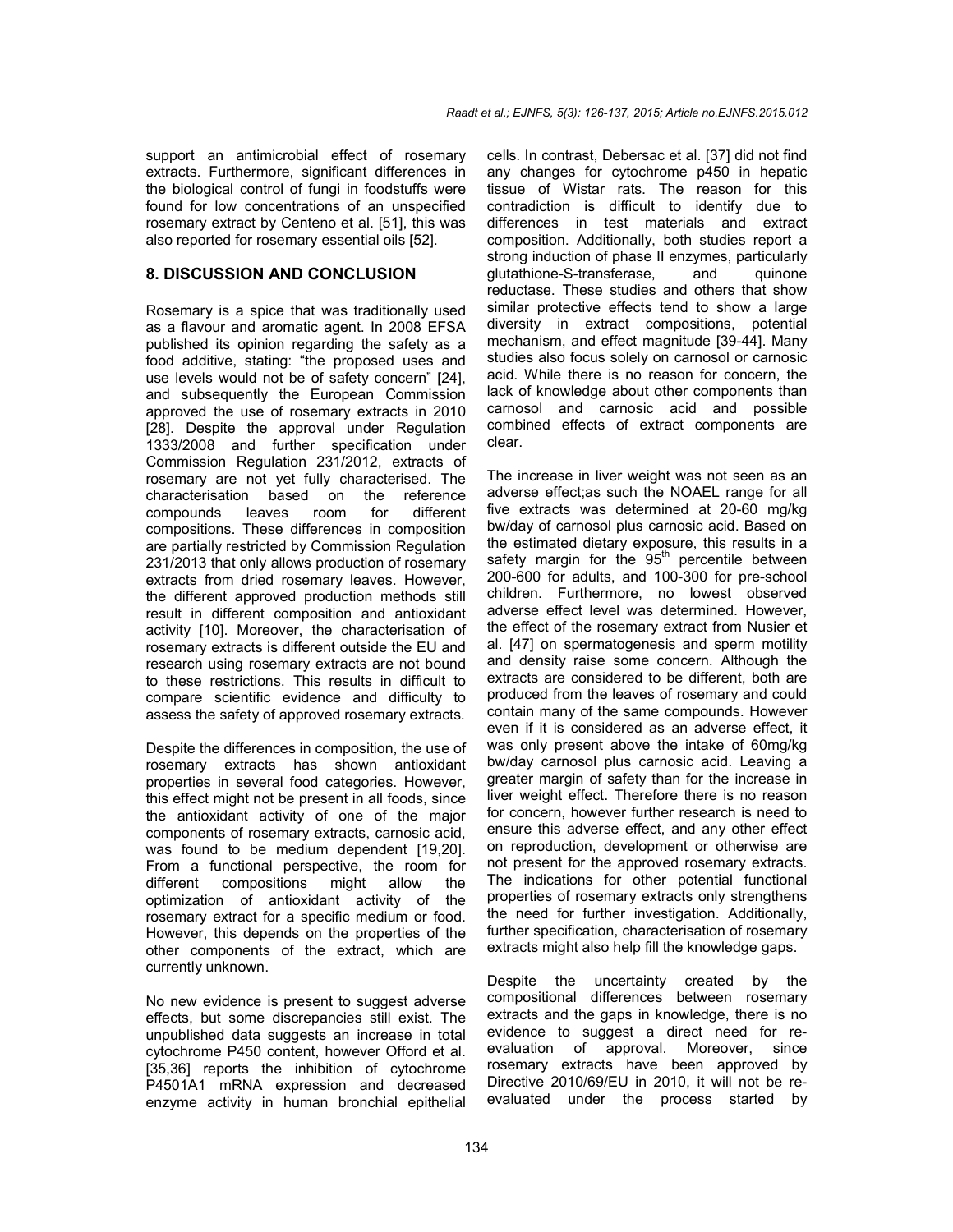support an antimicrobial effect of rosemary extracts. Furthermore, significant differences in the biological control of fungi in foodstuffs were found for low concentrations of an unspecified rosemary extract by Centeno et al. [51], this was also reported for rosemary essential oils [52].

## 8. DISCUSSION AND CONCLUSION

Rosemary is a spice that was traditionally used as a flavour and aromatic agent. In 2008 EFSA published its opinion regarding the safety as a food additive, stating: "the proposed uses and use levels would not be of safety concern" [24], and subsequently the European Commission approved the use of rosemary extracts in 2010 [28]. Despite the approval under Regulation 1333/2008 and further specification under Commission Regulation 231/2012, extracts of rosemary are not yet fully characterised. The characterisation based on the reference compounds leaves room for different compositions. These differences in composition are partially restricted by Commission Regulation 231/2013 that only allows production of rosemary extracts from dried rosemary leaves. However, the different approved production methods still result in different composition and antioxidant activity [10]. Moreover, the characterisation of rosemary extracts is different outside the EU and research using rosemary extracts are not bound to these restrictions. This results in difficult to compare scientific evidence and difficulty to assess the safety of approved rosemary extracts.

Despite the differences in composition, the use of rosemary extracts has shown antioxidant properties in several food categories. However, this effect might not be present in all foods, since the antioxidant activity of one of the major components of rosemary extracts, carnosic acid, was found to be medium dependent [19,20]. From a functional perspective, the room for different compositions might allow the optimization of antioxidant activity of the rosemary extract for a specific medium or food. However, this depends on the properties of the other components of the extract, which are currently unknown.

No new evidence is present to suggest adverse effects, but some discrepancies still exist. The unpublished data suggests an increase in total cytochrome P450 content, however Offord et al. [35,36] reports the inhibition of cytochrome P4501A1 mRNA expression and decreased enzyme activity in human bronchial epithelial cells. In contrast, Debersac et al. [37] did not find any changes for cytochrome p450 in hepatic tissue of Wistar rats. The reason for this contradiction is difficult to identify due to differences in test materials and extract composition. Additionally, both studies report a strong induction of phase II enzymes, particularly glutathione-S-transferase, and quinone reductase. These studies and others that show similar protective effects tend to show a large diversity in extract compositions, potential mechanism, and effect magnitude [39-44]. Many studies also focus solely on carnosol or carnosic acid. While there is no reason for concern, the lack of knowledge about other components than carnosol and carnosic acid and possible combined effects of extract components are clear.

The increase in liver weight was not seen as an adverse effect;as such the NOAEL range for all five extracts was determined at 20-60 mg/kg bw/day of carnosol plus carnosic acid. Based on the estimated dietary exposure, this results in a safety margin for the 95[th] percentile between 200-600 for adults, and 100-300 for pre-school children. Furthermore, no lowest observed adverse effect level was determined. However, the effect of the rosemary extract from Nusier et al. [47] on spermatogenesis and sperm motility and density raise some concern. Although the extracts are considered to be different, both are produced from the leaves of rosemary and could contain many of the same compounds. However even if it is considered as an adverse effect, it was only present above the intake of 60mg/kg bw/day carnosol plus carnosic acid. Leaving a greater margin of safety than for the increase in liver weight effect. Therefore there is no reason for concern, however further research is need to ensure this adverse effect, and any other effect on reproduction, development or otherwise are not present for the approved rosemary extracts. The indications for other potential functional properties of rosemary extracts only strengthens the need for further investigation. Additionally, further specification, characterisation of rosemary extracts might also help fill the knowledge gaps.

Despite the uncertainty created by the compositional differences between rosemary extracts and the gaps in knowledge, there is no evidence to suggest a direct need for re-evaluation of approval. Moreover, since rosemary extracts have been approved by Directive 2010/69/EU in 2010, it will not be re-evaluated under the process started by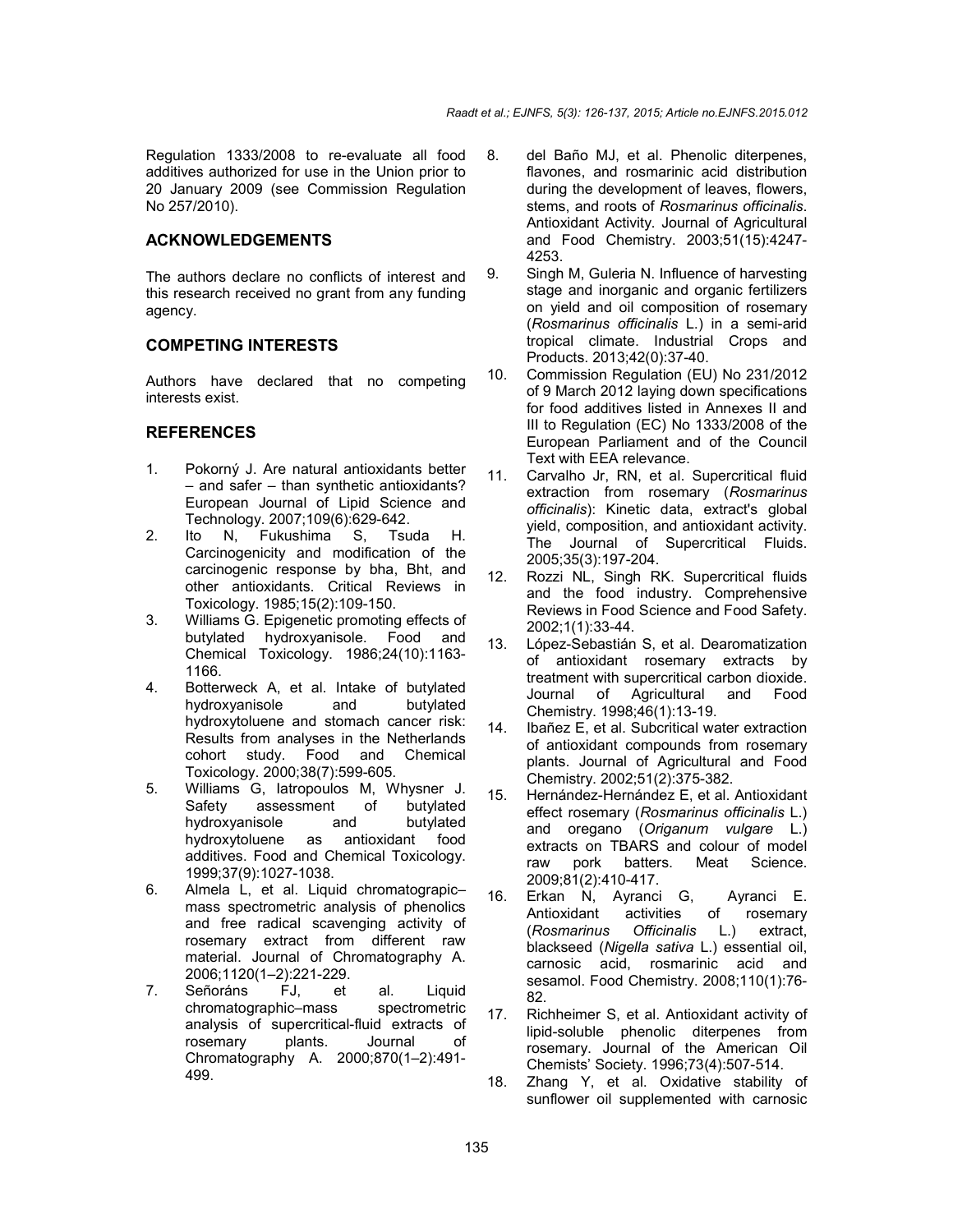Regulation 1333/2008 to re-evaluate all food additives authorized for use in the Union prior to 20 January 2009 (see Commission Regulation No 257/2010).

## ACKNOWLEDGEMENTS

The authors declare no conflicts of interest and this research received no grant from any funding agency.

## COMPETING INTERESTS

Authors have declared that no competing interests exist.

## REFERENCES

1. Pokorný J. Are natural antioxidants better – and safer – than synthetic antioxidants? European Journal of Lipid Science and Technology. 2007;109(6):629-642.
2. Ito N, Fukushima S, Tsuda H. Carcinogenicity and modification of the carcinogenic response by bha, Bht, and other antioxidants. Critical Reviews in Toxicology. 1985;15(2):109-150.
3. Williams G. Epigenetic promoting effects of butylated hydroxyanisole. Food and Chemical Toxicology. 1986;24(10):1163-1166.
4. Botterweck A, et al. Intake of butylated hydroxyanisole and butylated hydroxytoluene and stomach cancer risk: Results from analyses in the Netherlands cohort study. Food and Chemical Toxicology. 2000;38(7):599-605.
5. Williams G, Iatropoulos M, Whysner J. Safety assessment of butylated hydroxyanisole and butylated hydroxytoluene as antioxidant food additives. Food and Chemical Toxicology. 1999;37(9):1027-1038.
6. Almela L, et al. Liquid chromatograpic–mass spectrometric analysis of phenolics and free radical scavenging activity of rosemary extract from different raw material. Journal of Chromatography A. 2006;1120(1–2):221-229.
7. Señoráns FJ, et al. Liquid chromatographic–mass spectrometric analysis of supercritical-fluid extracts of rosemary plants. Journal of Chromatography A. 2000;870(1–2):491-499.
8. del Baño MJ, et al. Phenolic diterpenes, flavones, and rosmarinic acid distribution during the development of leaves, flowers, stems, and roots of *Rosmarinus officinalis*. Antioxidant Activity. Journal of Agricultural and Food Chemistry. 2003;51(15):4247-4253.
9. Singh M, Guleria N. Influence of harvesting stage and inorganic and organic fertilizers on yield and oil composition of rosemary (*Rosmarinus officinalis* L.) in a semi-arid tropical climate. Industrial Crops and Products. 2013;42(0):37-40.
10. Commission Regulation (EU) No 231/2012 of 9 March 2012 laying down specifications for food additives listed in Annexes II and III to Regulation (EC) No 1333/2008 of the European Parliament and of the Council Text with EEA relevance.
11. Carvalho Jr, RN, et al. Supercritical fluid extraction from rosemary (*Rosmarinus officinalis*): Kinetic data, extract's global yield, composition, and antioxidant activity. The Journal of Supercritical Fluids. 2005;35(3):197-204.
12. Rozzi NL, Singh RK. Supercritical fluids and the food industry. Comprehensive Reviews in Food Science and Food Safety. 2002;1(1):33-44.
13. López-Sebastián S, et al. Dearomatization of antioxidant rosemary extracts by treatment with supercritical carbon dioxide. Journal of Agricultural and Food Chemistry. 1998;46(1):13-19.
14. Ibañez E, et al. Subcritical water extraction of antioxidant compounds from rosemary plants. Journal of Agricultural and Food Chemistry. 2002;51(2):375-382.
15. Hernández-Hernández E, et al. Antioxidant effect rosemary (*Rosmarinus officinalis* L.) and oregano (*Origanum vulgare* L.) extracts on TBARS and colour of model raw pork batters. Meat Science. 2009;81(2):410-417.
16. Erkan N, Ayranci G, Ayranci E. Antioxidant activities of rosemary (*Rosmarinus Officinalis* L.) extract, blackseed (*Nigella sativa* L.) essential oil, carnosic acid, rosmarinic acid and sesamol. Food Chemistry. 2008;110(1):76-82.
17. Richheimer S, et al. Antioxidant activity of lipid-soluble phenolic diterpenes from rosemary. Journal of the American Oil Chemists' Society. 1996;73(4):507-514.
18. Zhang Y, et al. Oxidative stability of sunflower oil supplemented with carnosic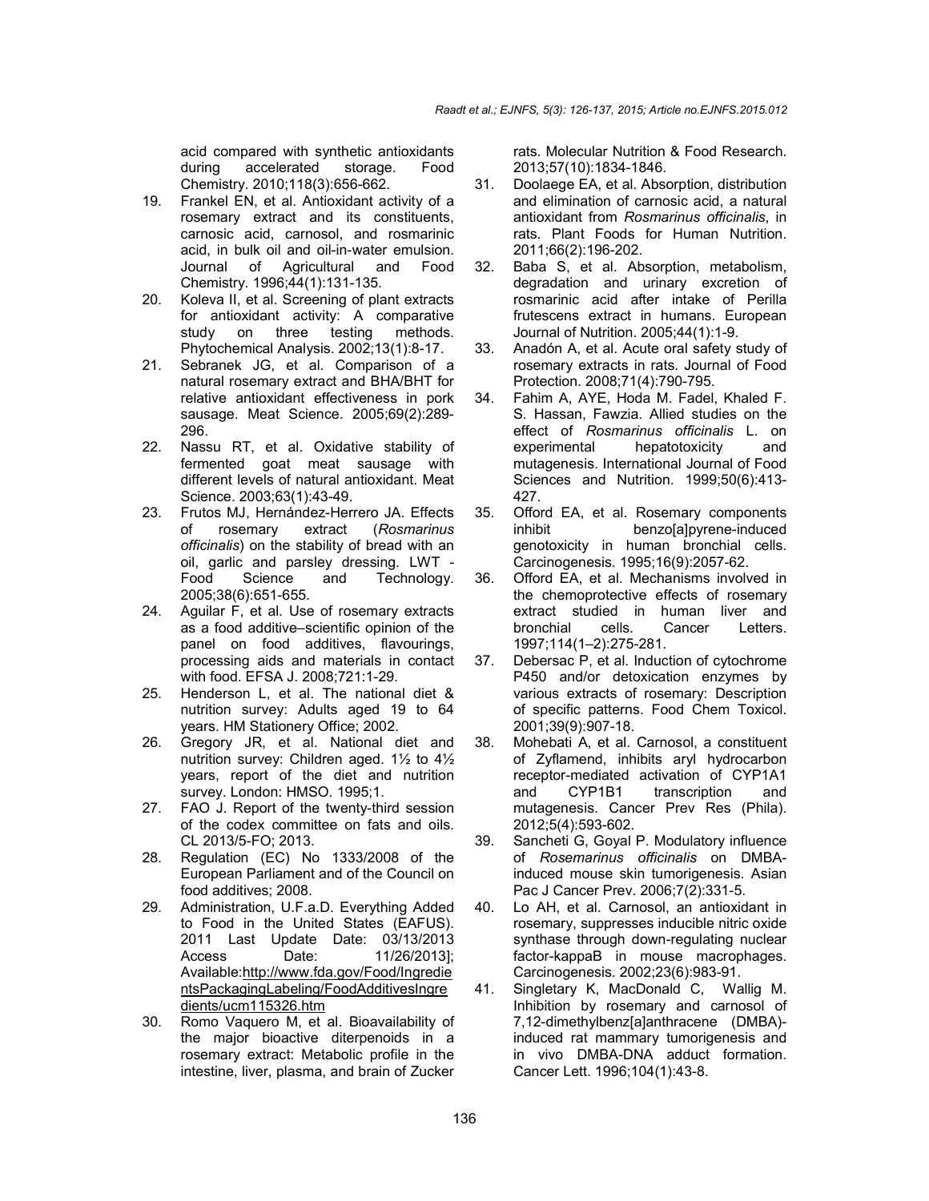acid compared with synthetic antioxidants during accelerated storage. Food Chemistry. 2010;118(3):656-662.

19. Frankel EN, et al. Antioxidant activity of a rosemary extract and its constituents, carnosic acid, carnosol, and rosmarinic acid, in bulk oil and oil-in-water emulsion. Journal of Agricultural and Food Chemistry. 1996;44(1):131-135.
20. Koleva II, et al. Screening of plant extracts for antioxidant activity: A comparative study on three testing methods. Phytochemical Analysis. 2002;13(1):8-17.
21. Sebranek JG, et al. Comparison of a natural rosemary extract and BHA/BHT for relative antioxidant effectiveness in pork sausage. Meat Science. 2005;69(2):289-296.
22. Nassu RT, et al. Oxidative stability of fermented goat meat sausage with different levels of natural antioxidant. Meat Science. 2003;63(1):43-49.
23. Frutos MJ, Hernández-Herrero JA. Effects of rosemary extract (*Rosmarinus officinalis*) on the stability of bread with an oil, garlic and parsley dressing. LWT - Food Science and Technology. 2005;38(6):651-655.
24. Aguilar F, et al. Use of rosemary extracts as a food additive–scientific opinion of the panel on food additives, flavourings, processing aids and materials in contact with food. EFSA J. 2008;721:1-29.
25. Henderson L, et al. The national diet & nutrition survey: Adults aged 19 to 64 years. HM Stationery Office; 2002.
26. Gregory JR, et al. National diet and nutrition survey: Children aged. 1½ to 4½ years, report of the diet and nutrition survey. London: HMSO. 1995;1.
27. FAO J. Report of the twenty-third session of the codex committee on fats and oils. CL 2013/5-FO; 2013.
28. Regulation (EC) No 1333/2008 of the European Parliament and of the Council on food additives; 2008.
29. Administration, U.F.a.D. Everything Added to Food in the United States (EAFUS). 2011 Last Update Date: 03/13/2013 Access Date: 11/26/2013]; Available:http://www.fda.gov/Food/IngredientsPackagingLabeling/FoodAdditivesIngredients/ucm115326.htm
30. Romo Vaquero M, et al. Bioavailability of the major bioactive diterpenoids in a rosemary extract: Metabolic profile in the intestine, liver, plasma, and brain of Zucker rats. Molecular Nutrition & Food Research. 2013;57(10):1834-1846.
31. Doolaege EA, et al. Absorption, distribution and elimination of carnosic acid, a natural antioxidant from *Rosmarinus officinalis*, in rats. Plant Foods for Human Nutrition. 2011;66(2):196-202.
32. Baba S, et al. Absorption, metabolism, degradation and urinary excretion of rosmarinic acid after intake of Perilla frutescens extract in humans. European Journal of Nutrition. 2005;44(1):1-9.
33. Anadón A, et al. Acute oral safety study of rosemary extracts in rats. Journal of Food Protection. 2008;71(4):790-795.
34. Fahim A, AYE, Hoda M. Fadel, Khaled F. S. Hassan, Fawzia. Allied studies on the effect of *Rosmarinus officinalis* L. on experimental hepatotoxicity and mutagenesis. International Journal of Food Sciences and Nutrition. 1999;50(6):413-427.
35. Offord EA, et al. Rosemary components inhibit benzo[a]pyrene-induced genotoxicity in human bronchial cells. Carcinogenesis. 1995;16(9):2057-62.
36. Offord EA, et al. Mechanisms involved in the chemoprotective effects of rosemary extract studied in human liver and bronchial cells. Cancer Letters. 1997;114(1–2):275-281.
37. Debersac P, et al. Induction of cytochrome P450 and/or detoxication enzymes by various extracts of rosemary: Description of specific patterns. Food Chem Toxicol. 2001;39(9):907-18.
38. Mohebati A, et al. Carnosol, a constituent of Zyflamend, inhibits aryl hydrocarbon receptor-mediated activation of CYP1A1 and CYP1B1 transcription and mutagenesis. Cancer Prev Res (Phila). 2012;5(4):593-602.
39. Sancheti G, Goyal P. Modulatory influence of *Rosemarinus officinalis* on DMBA-induced mouse skin tumorigenesis. Asian Pac J Cancer Prev. 2006;7(2):331-5.
40. Lo AH, et al. Carnosol, an antioxidant in rosemary, suppresses inducible nitric oxide synthase through down-regulating nuclear factor-kappaB in mouse macrophages. Carcinogenesis. 2002;23(6):983-91.
41. Singletary K, MacDonald C, Wallig M. Inhibition by rosemary and carnosol of 7,12-dimethylbenz[a]anthracene (DMBA)-induced rat mammary tumorigenesis and in vivo DMBA-DNA adduct formation. Cancer Lett. 1996;104(1):43-8.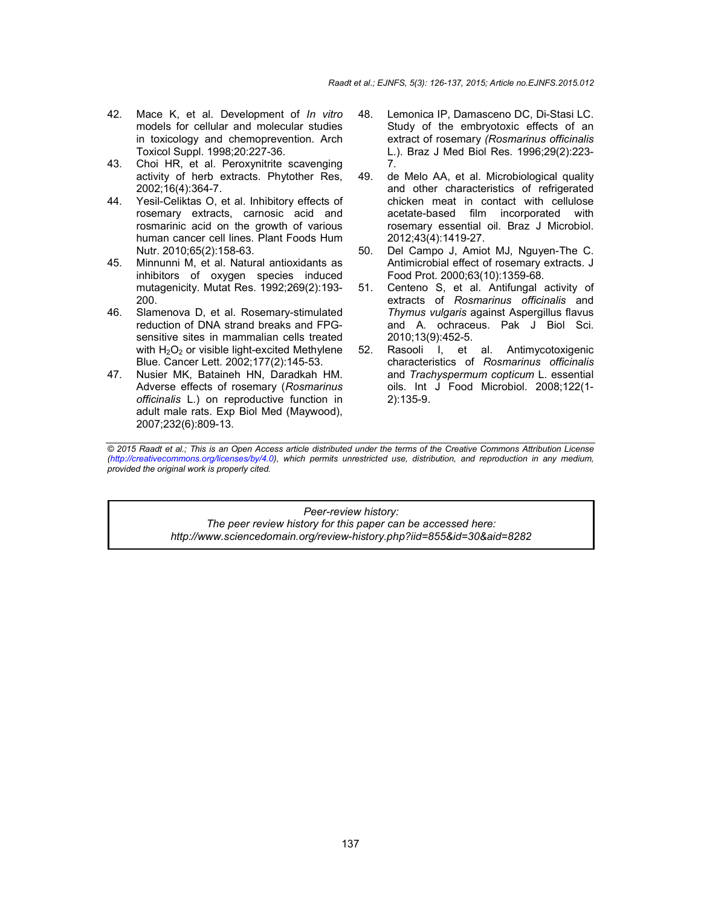42. Mace K, et al. Development of *In vitro* models for cellular and molecular studies in toxicology and chemoprevention. Arch Toxicol Suppl. 1998;20:227-36.
43. Choi HR, et al. Peroxynitrite scavenging activity of herb extracts. Phytother Res, 2002;16(4):364-7.
44. Yesil-Celiktas O, et al. Inhibitory effects of rosemary extracts, carnosic acid and rosmarinic acid on the growth of various human cancer cell lines. Plant Foods Hum Nutr. 2010;65(2):158-63.
45. Minnunni M, et al. Natural antioxidants as inhibitors of oxygen species induced mutagenicity. Mutat Res. 1992;269(2):193-200.
46. Slamenova D, et al. Rosemary-stimulated reduction of DNA strand breaks and FPG-sensitive sites in mammalian cells treated with $H_2O_2$ or visible light-excited Methylene Blue. Cancer Lett. 2002;177(2):145-53.
47. Nusier MK, Bataineh HN, Daradkah HM. Adverse effects of rosemary (*Rosmarinus officinalis* L.) on reproductive function in adult male rats. Exp Biol Med (Maywood), 2007;232(6):809-13.
48. Lemonica IP, Damasceno DC, Di-Stasi LC. Study of the embryotoxic effects of an extract of rosemary *(Rosmarinus officinalis* L.). Braz J Med Biol Res. 1996;29(2):223-7.
49. de Melo AA, et al. Microbiological quality and other characteristics of refrigerated chicken meat in contact with cellulose acetate-based film incorporated with rosemary essential oil. Braz J Microbiol. 2012;43(4):1419-27.
50. Del Campo J, Amiot MJ, Nguyen-The C. Antimicrobial effect of rosemary extracts. J Food Prot. 2000;63(10):1359-68.
51. Centeno S, et al. Antifungal activity of extracts of *Rosmarinus officinalis* and *Thymus vulgaris* against Aspergillus flavus and A. ochraceus. Pak J Biol Sci. 2010;13(9):452-5.
52. Rasooli I, et al. Antimycotoxigenic characteristics of *Rosmarinus officinalis* and *Trachyspermum copticum* L. essential oils. Int J Food Microbiol. 2008;122(1-2):135-9.

---

*© 2015 Raadt et al.; This is an Open Access article distributed under the terms of the Creative Commons Attribution License (http://creativecommons.org/licenses/by/4.0), which permits unrestricted use, distribution, and reproduction in any medium, provided the original work is properly cited.*

*Peer-review history:*
*The peer review history for this paper can be accessed here:*
*http://www.sciencedomain.org/review-history.php?iid=855&id=30&aid=8282*